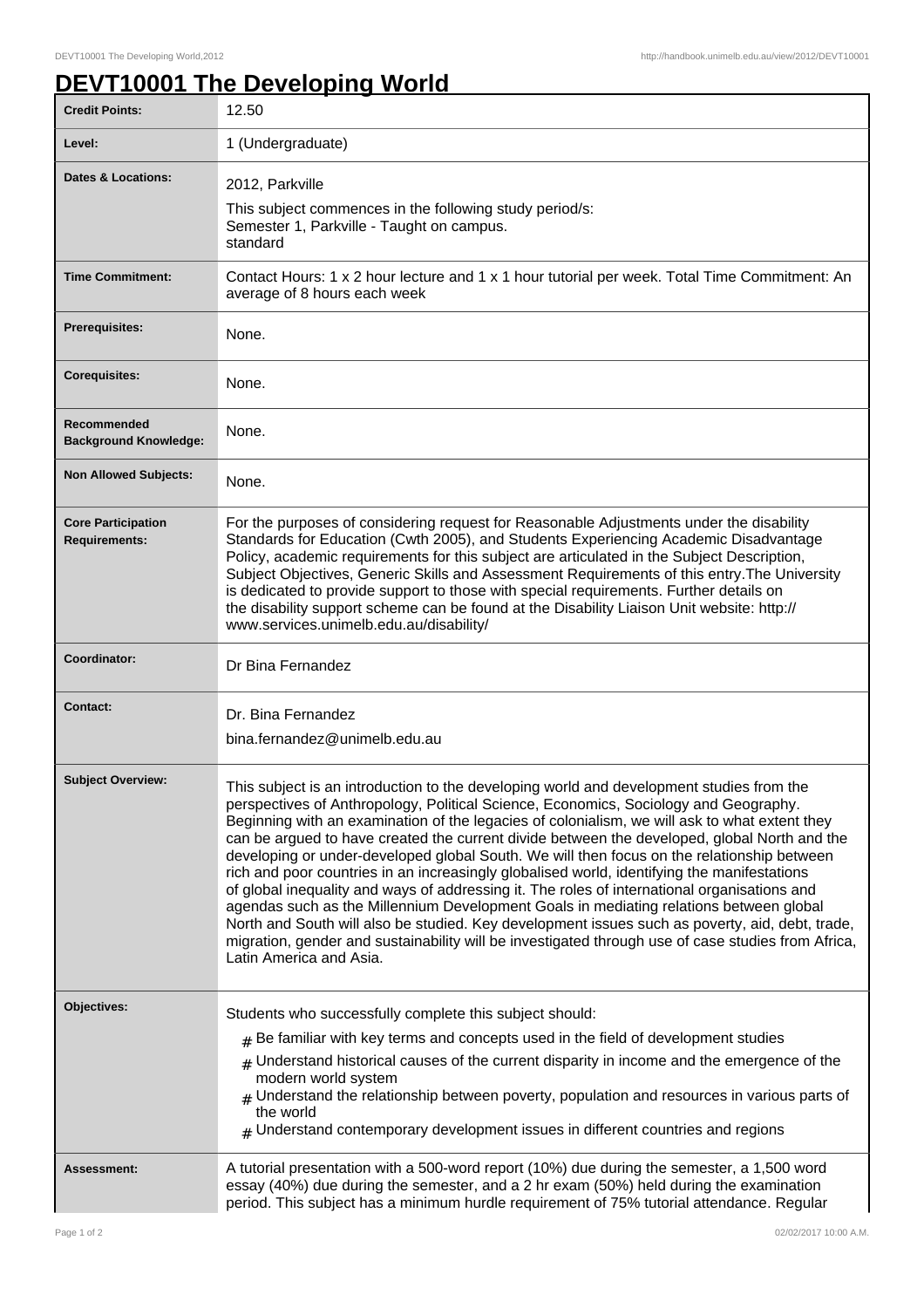# DEVT10001 The Developing World

| | |
|---|---|
| **Credit Points:** | 12.50 |
| **Level:** | 1 (Undergraduate) |
| **Dates & Locations:** | 2012, Parkville<br>This subject commences in the following study period/s:<br>Semester 1, Parkville - Taught on campus.<br>standard |
| **Time Commitment:** | Contact Hours: 1 x 2 hour lecture and 1 x 1 hour tutorial per week. Total Time Commitment: An average of 8 hours each week |
| **Prerequisites:** | None. |
| **Corequisites:** | None. |
| **Recommended Background Knowledge:** | None. |
| **Non Allowed Subjects:** | None. |
| **Core Participation Requirements:** | For the purposes of considering request for Reasonable Adjustments under the disability Standards for Education (Cwth 2005), and Students Experiencing Academic Disadvantage Policy, academic requirements for this subject are articulated in the Subject Description, Subject Objectives, Generic Skills and Assessment Requirements of this entry.The University is dedicated to provide support to those with special requirements. Further details on the disability support scheme can be found at the Disability Liaison Unit website: http://www.services.unimelb.edu.au/disability/ |
| **Coordinator:** | Dr Bina Fernandez |
| **Contact:** | Dr. Bina Fernandez<br>bina.fernandez@unimelb.edu.au |
| **Subject Overview:** | This subject is an introduction to the developing world and development studies from the perspectives of Anthropology, Political Science, Economics, Sociology and Geography. Beginning with an examination of the legacies of colonialism, we will ask to what extent they can be argued to have created the current divide between the developed, global North and the developing or under-developed global South. We will then focus on the relationship between rich and poor countries in an increasingly globalised world, identifying the manifestations of global inequality and ways of addressing it. The roles of international organisations and agendas such as the Millennium Development Goals in mediating relations between global North and South will also be studied. Key development issues such as poverty, aid, debt, trade, migration, gender and sustainability will be investigated through use of case studies from Africa, Latin America and Asia. |
| **Objectives:** | Students who successfully complete this subject should:<br># Be familiar with key terms and concepts used in the field of development studies<br># Understand historical causes of the current disparity in income and the emergence of the modern world system<br># Understand the relationship between poverty, population and resources in various parts of the world<br># Understand contemporary development issues in different countries and regions |
| **Assessment:** | A tutorial presentation with a 500-word report (10%) due during the semester, a 1,500 word essay (40%) due during the semester, and a 2 hr exam (50%) held during the examination period. This subject has a minimum hurdle requirement of 75% tutorial attendance. Regular |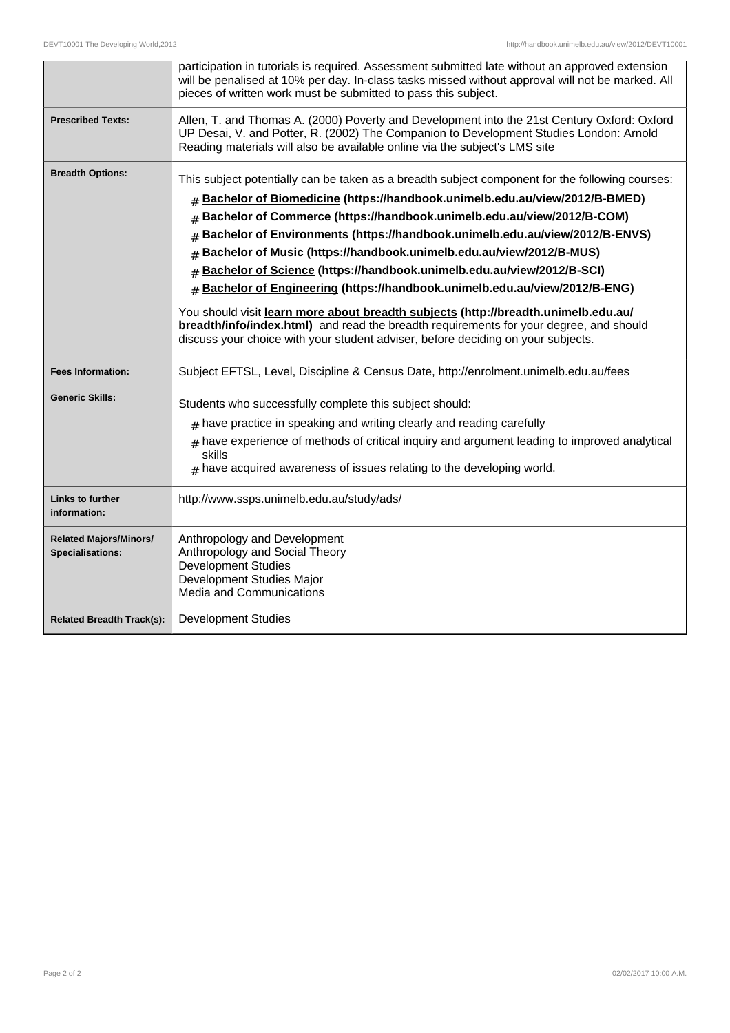| | |
|---|---|
| | participation in tutorials is required. Assessment submitted late without an approved extension will be penalised at 10% per day. In-class tasks missed without approval will not be marked. All pieces of written work must be submitted to pass this subject. |
| **Prescribed Texts:** | Allen, T. and Thomas A. (2000) Poverty and Development into the 21st Century Oxford: Oxford UP Desai, V. and Potter, R. (2002) The Companion to Development Studies London: Arnold Reading materials will also be available online via the subject's LMS site |
| **Breadth Options:** | This subject potentially can be taken as a breadth subject component for the following courses:<br># **Bachelor of Biomedicine (https://handbook.unimelb.edu.au/view/2012/B-BMED)**<br># **Bachelor of Commerce (https://handbook.unimelb.edu.au/view/2012/B-COM)**<br># **Bachelor of Environments (https://handbook.unimelb.edu.au/view/2012/B-ENVS)**<br># **Bachelor of Music (https://handbook.unimelb.edu.au/view/2012/B-MUS)**<br># **Bachelor of Science (https://handbook.unimelb.edu.au/view/2012/B-SCI)**<br># **Bachelor of Engineering (https://handbook.unimelb.edu.au/view/2012/B-ENG)**<br>You should visit **learn more about breadth subjects (http://breadth.unimelb.edu.au/breadth/info/index.html)** and read the breadth requirements for your degree, and should discuss your choice with your student adviser, before deciding on your subjects. |
| **Fees Information:** | Subject EFTSL, Level, Discipline & Census Date, http://enrolment.unimelb.edu.au/fees |
| **Generic Skills:** | Students who successfully complete this subject should:<br># have practice in speaking and writing clearly and reading carefully<br># have experience of methods of critical inquiry and argument leading to improved analytical skills<br># have acquired awareness of issues relating to the developing world. |
| **Links to further information:** | http://www.ssps.unimelb.edu.au/study/ads/ |
| **Related Majors/Minors/ Specialisations:** | Anthropology and Development<br>Anthropology and Social Theory<br>Development Studies<br>Development Studies Major<br>Media and Communications |
| **Related Breadth Track(s):** | Development Studies |